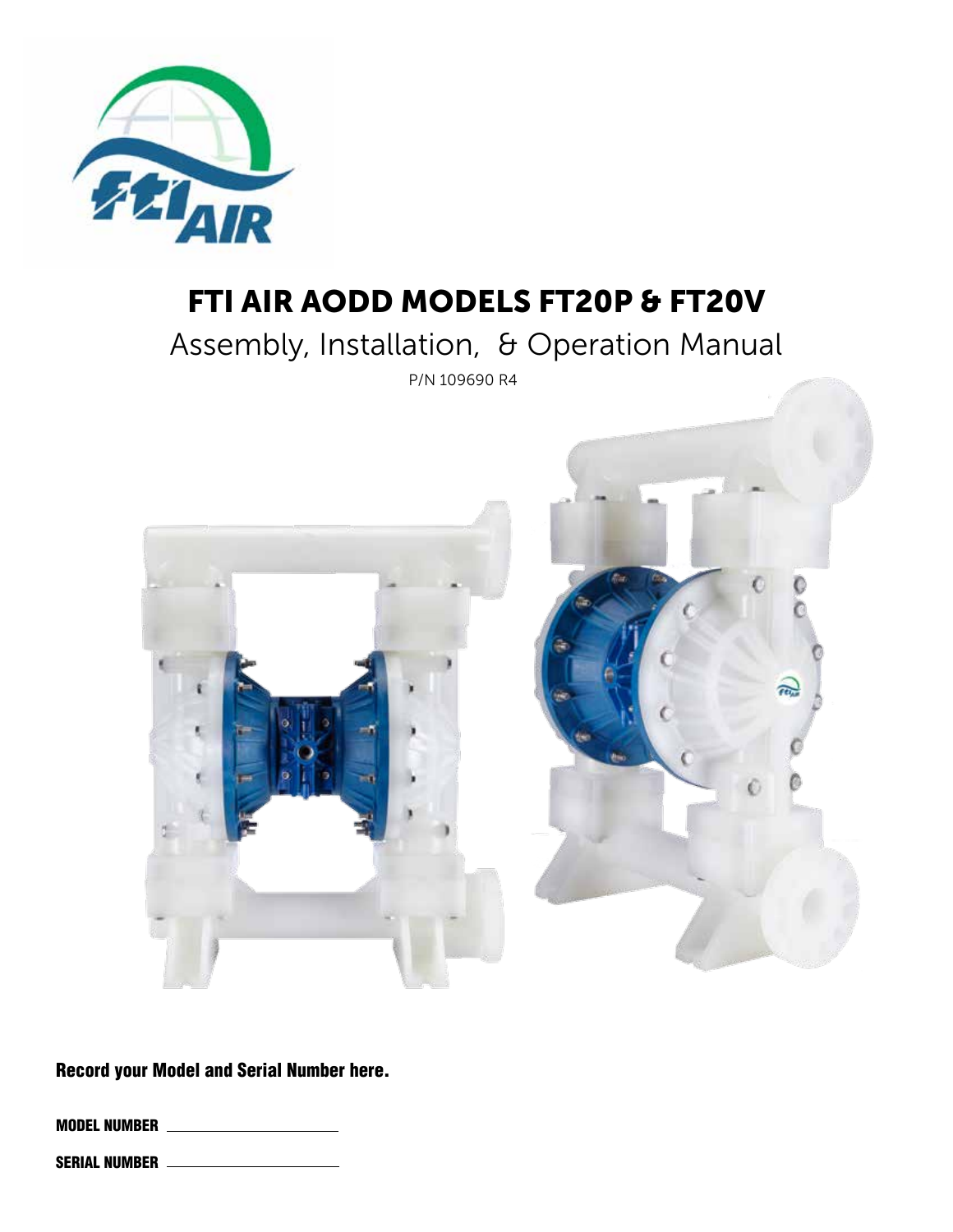# FTI AIR AODD MODELS FT20P & FT20V

## Assembly, Installation, & Operation Manual

P/N 109690 R4

**Record your Model and Serial Number here.**

**MODEL NUMBER** \_\_\_\_\_\_\_\_\_\_\_\_\_\_\_\_\_\_\_\_

**SERIAL NUMBER** \_\_\_\_\_\_\_\_\_\_\_\_\_\_\_\_\_\_\_\_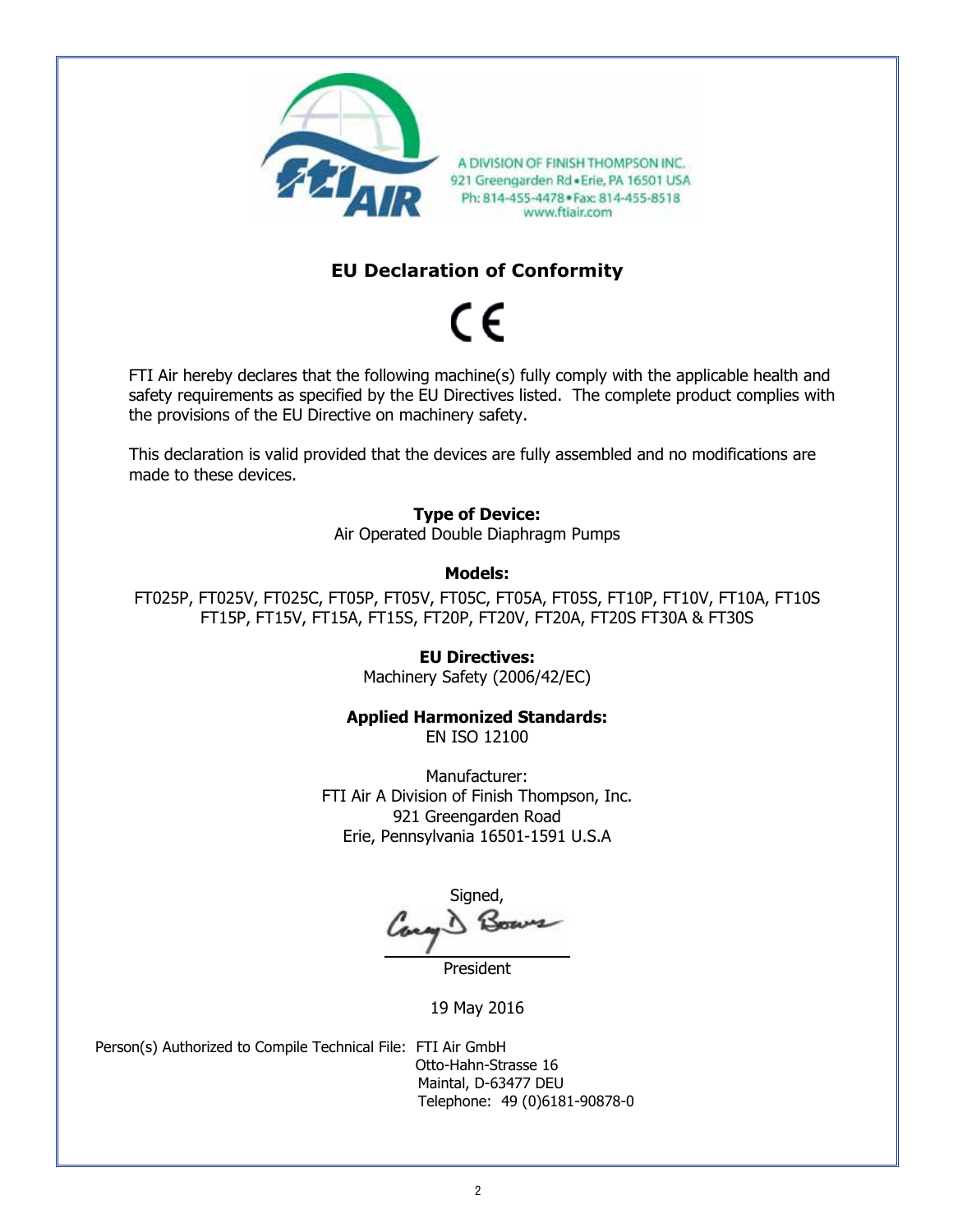A DIVISION OF FINISH THOMPSON INC.
921 Greengarden Rd • Erie, PA 16501 USA
Ph: 814-455-4478 • Fax: 814-455-8518
www.ftiair.com

## EU Declaration of Conformity

CE

FTI Air hereby declares that the following machine(s) fully comply with the applicable health and safety requirements as specified by the EU Directives listed. The complete product complies with the provisions of the EU Directive on machinery safety.

This declaration is valid provided that the devices are fully assembled and no modifications are made to these devices.

**Type of Device:**
Air Operated Double Diaphragm Pumps

**Models:**
FT025P, FT025V, FT025C, FT05P, FT05V, FT05C, FT05A, FT05S, FT10P, FT10V, FT10A, FT10S
FT15P, FT15V, FT15A, FT15S, FT20P, FT20V, FT20A, FT20S FT30A & FT30S

**EU Directives:**
Machinery Safety (2006/42/EC)

**Applied Harmonized Standards:**
EN ISO 12100

Manufacturer:
FTI Air A Division of Finish Thompson, Inc.
921 Greengarden Road
Erie, Pennsylvania 16501-1591 U.S.A

Signed,

President

19 May 2016

Person(s) Authorized to Compile Technical File: FTI Air GmbH
Otto-Hahn-Strasse 16
Maintal, D-63477 DEU
Telephone: 49 (0)6181-90878-0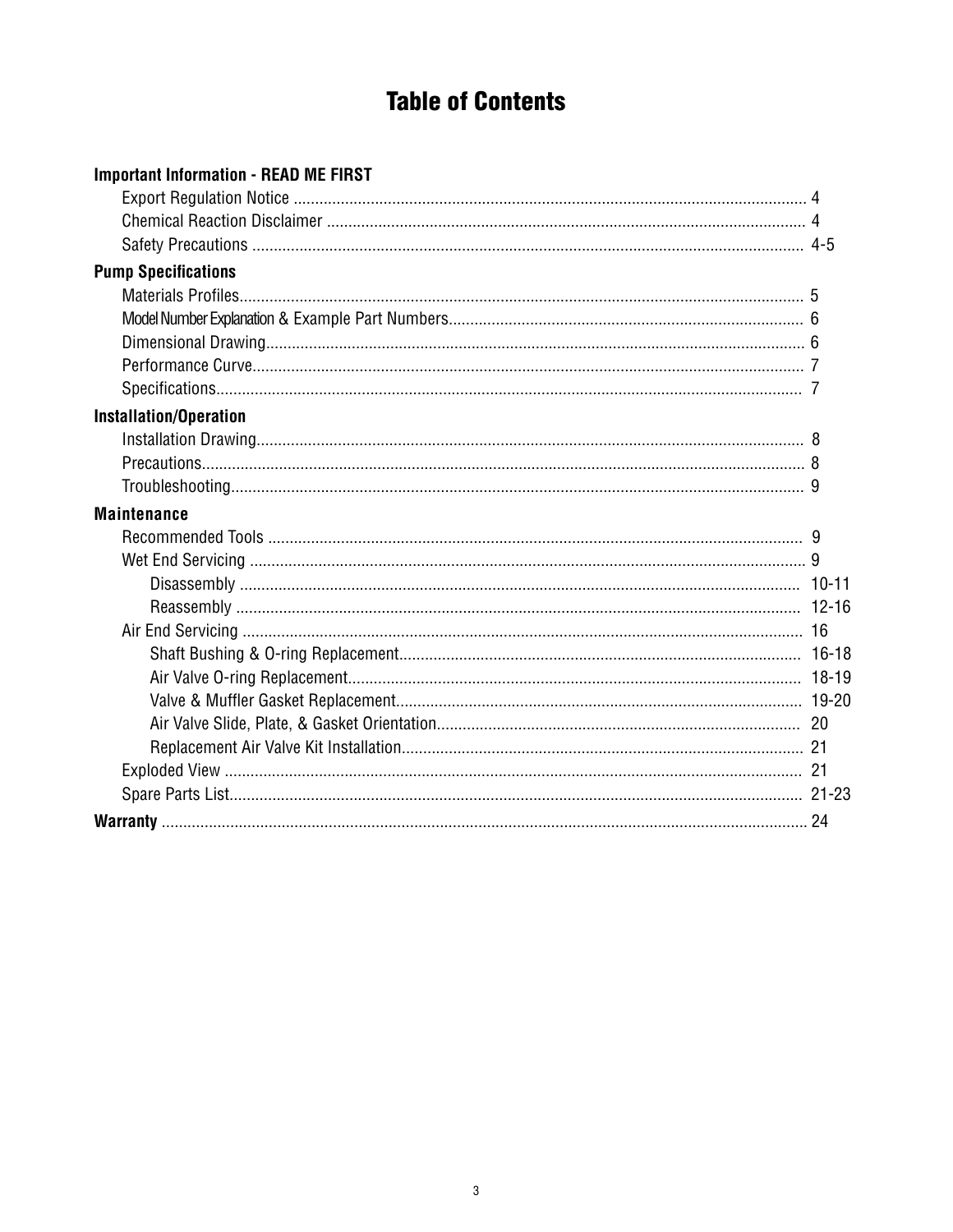# Table of Contents

**Important Information - READ ME FIRST**

- Export Regulation Notice ........ 4
- Chemical Reaction Disclaimer ........ 4
- Safety Precautions ........ 4-5

**Pump Specifications**

- Materials Profiles........ 5
- Model Number Explanation & Example Part Numbers........ 6
- Dimensional Drawing........ 6
- Performance Curve........ 7
- Specifications........ 7

**Installation/Operation**

- Installation Drawing........ 8
- Precautions........ 8
- Troubleshooting........ 9

**Maintenance**

- Recommended Tools ........ 9
- Wet End Servicing ........ 9
  - Disassembly ........ 10-11
  - Reassembly ........ 12-16
- Air End Servicing ........ 16
  - Shaft Bushing & O-ring Replacement........ 16-18
  - Air Valve O-ring Replacement........ 18-19
  - Valve & Muffler Gasket Replacement........ 19-20
  - Air Valve Slide, Plate, & Gasket Orientation........ 20
  - Replacement Air Valve Kit Installation........ 21
- Exploded View ........ 21
- Spare Parts List........ 21-23

**Warranty** ........ 24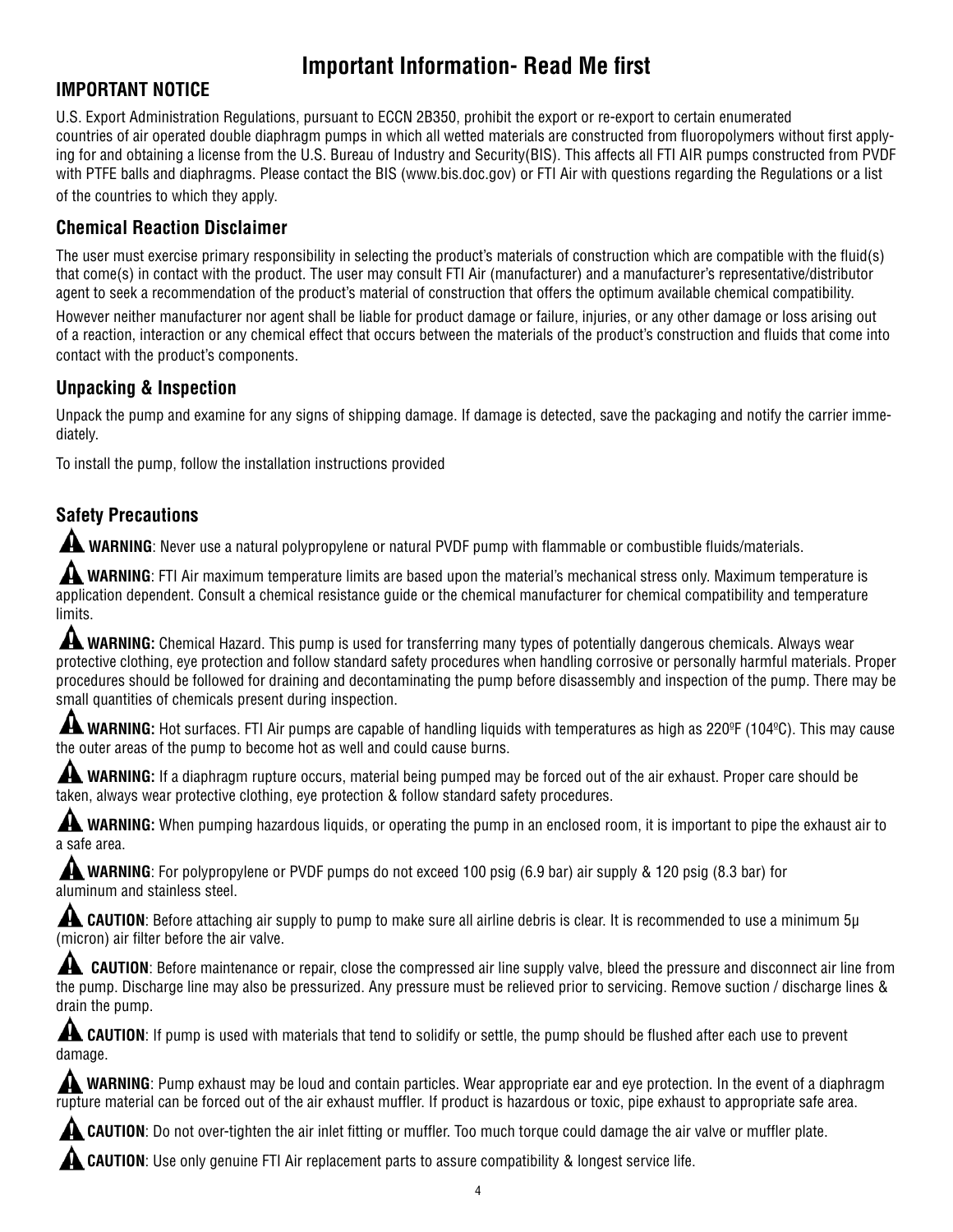# Important Information- Read Me first

## IMPORTANT NOTICE

U.S. Export Administration Regulations, pursuant to ECCN 2B350, prohibit the export or re-export to certain enumerated countries of air operated double diaphragm pumps in which all wetted materials are constructed from fluoropolymers without first applying for and obtaining a license from the U.S. Bureau of Industry and Security(BIS). This affects all FTI AIR pumps constructed from PVDF with PTFE balls and diaphragms. Please contact the BIS (www.bis.doc.gov) or FTI Air with questions regarding the Regulations or a list of the countries to which they apply.

## Chemical Reaction Disclaimer

The user must exercise primary responsibility in selecting the product's materials of construction which are compatible with the fluid(s) that come(s) in contact with the product. The user may consult FTI Air (manufacturer) and a manufacturer's representative/distributor agent to seek a recommendation of the product's material of construction that offers the optimum available chemical compatibility.

However neither manufacturer nor agent shall be liable for product damage or failure, injuries, or any other damage or loss arising out of a reaction, interaction or any chemical effect that occurs between the materials of the product's construction and fluids that come into contact with the product's components.

## Unpacking & Inspection

Unpack the pump and examine for any signs of shipping damage. If damage is detected, save the packaging and notify the carrier immediately.

To install the pump, follow the installation instructions provided

## Safety Precautions

⚠ **WARNING**: Never use a natural polypropylene or natural PVDF pump with flammable or combustible fluids/materials.

⚠ **WARNING**: FTI Air maximum temperature limits are based upon the material's mechanical stress only. Maximum temperature is application dependent. Consult a chemical resistance guide or the chemical manufacturer for chemical compatibility and temperature limits.

⚠ **WARNING:** Chemical Hazard. This pump is used for transferring many types of potentially dangerous chemicals. Always wear protective clothing, eye protection and follow standard safety procedures when handling corrosive or personally harmful materials. Proper procedures should be followed for draining and decontaminating the pump before disassembly and inspection of the pump. There may be small quantities of chemicals present during inspection.

⚠ **WARNING:** Hot surfaces. FTI Air pumps are capable of handling liquids with temperatures as high as 220ºF (104ºC). This may cause the outer areas of the pump to become hot as well and could cause burns.

⚠ **WARNING:** If a diaphragm rupture occurs, material being pumped may be forced out of the air exhaust. Proper care should be taken, always wear protective clothing, eye protection & follow standard safety procedures.

⚠ **WARNING:** When pumping hazardous liquids, or operating the pump in an enclosed room, it is important to pipe the exhaust air to a safe area.

⚠ **WARNING**: For polypropylene or PVDF pumps do not exceed 100 psig (6.9 bar) air supply & 120 psig (8.3 bar) for aluminum and stainless steel.

⚠ **CAUTION**: Before attaching air supply to pump to make sure all airline debris is clear. It is recommended to use a minimum 5µ (micron) air filter before the air valve.

⚠ **CAUTION**: Before maintenance or repair, close the compressed air line supply valve, bleed the pressure and disconnect air line from the pump. Discharge line may also be pressurized. Any pressure must be relieved prior to servicing. Remove suction / discharge lines & drain the pump.

⚠ **CAUTION**: If pump is used with materials that tend to solidify or settle, the pump should be flushed after each use to prevent damage.

⚠ **WARNING**: Pump exhaust may be loud and contain particles. Wear appropriate ear and eye protection. In the event of a diaphragm rupture material can be forced out of the air exhaust muffler. If product is hazardous or toxic, pipe exhaust to appropriate safe area.

⚠ **CAUTION**: Do not over-tighten the air inlet fitting or muffler. Too much torque could damage the air valve or muffler plate.

⚠ **CAUTION**: Use only genuine FTI Air replacement parts to assure compatibility & longest service life.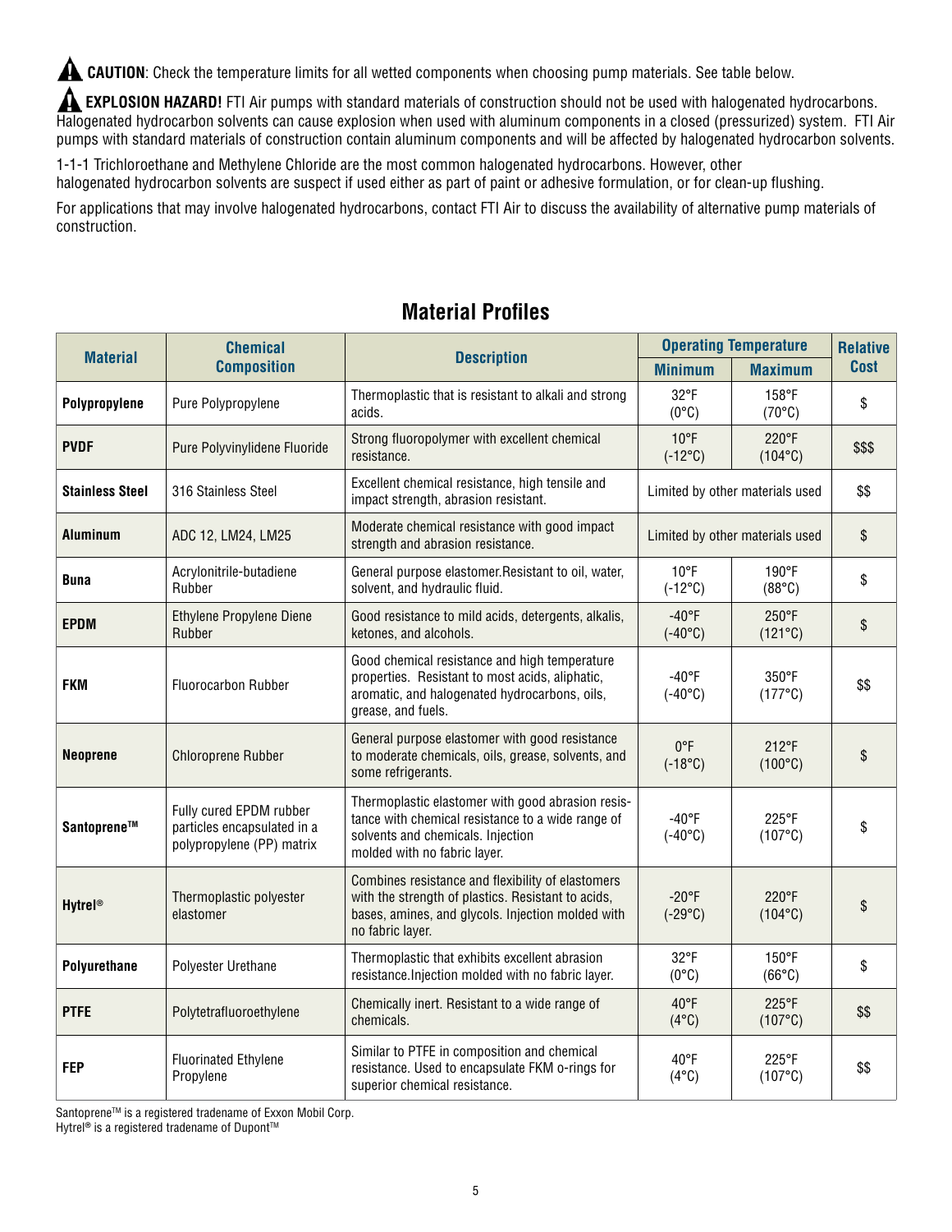**CAUTION**: Check the temperature limits for all wetted components when choosing pump materials. See table below.

**EXPLOSION HAZARD!** FTI Air pumps with standard materials of construction should not be used with halogenated hydrocarbons. Halogenated hydrocarbon solvents can cause explosion when used with aluminum components in a closed (pressurized) system. FTI Air pumps with standard materials of construction contain aluminum components and will be affected by halogenated hydrocarbon solvents.

1-1-1 Trichloroethane and Methylene Chloride are the most common halogenated hydrocarbons. However, other halogenated hydrocarbon solvents are suspect if used either as part of paint or adhesive formulation, or for clean-up flushing.

For applications that may involve halogenated hydrocarbons, contact FTI Air to discuss the availability of alternative pump materials of construction.

## Material Profiles

| Material | Chemical Composition | Description | Operating Temperature | | Relative Cost |
|---|---|---|---|---|---|
| | | | Minimum | Maximum | |
| **Polypropylene** | Pure Polypropylene | Thermoplastic that is resistant to alkali and strong acids. | 32°F (0°C) | 158°F (70°C) | $ |
| **PVDF** | Pure Polyvinylidene Fluoride | Strong fluoropolymer with excellent chemical resistance. | 10°F (-12°C) | 220°F (104°C) | $$$ |
| **Stainless Steel** | 316 Stainless Steel | Excellent chemical resistance, high tensile and impact strength, abrasion resistant. | Limited by other materials used | | $$ |
| **Aluminum** | ADC 12, LM24, LM25 | Moderate chemical resistance with good impact strength and abrasion resistance. | Limited by other materials used | | $ |
| **Buna** | Acrylonitrile-butadiene Rubber | General purpose elastomer.Resistant to oil, water, solvent, and hydraulic fluid. | 10°F (-12°C) | 190°F (88°C) | $ |
| **EPDM** | Ethylene Propylene Diene Rubber | Good resistance to mild acids, detergents, alkalis, ketones, and alcohols. | -40°F (-40°C) | 250°F (121°C) | $ |
| **FKM** | Fluorocarbon Rubber | Good chemical resistance and high temperature properties. Resistant to most acids, aliphatic, aromatic, and halogenated hydrocarbons, oils, grease, and fuels. | -40°F (-40°C) | 350°F (177°C) | $$ |
| **Neoprene** | Chloroprene Rubber | General purpose elastomer with good resistance to moderate chemicals, oils, grease, solvents, and some refrigerants. | 0°F (-18°C) | 212°F (100°C) | $ |
| **Santoprene™** | Fully cured EPDM rubber particles encapsulated in a polypropylene (PP) matrix | Thermoplastic elastomer with good abrasion resistance with chemical resistance to a wide range of solvents and chemicals. Injection molded with no fabric layer. | -40°F (-40°C) | 225°F (107°C) | $ |
| **Hytrel®** | Thermoplastic polyester elastomer | Combines resistance and flexibility of elastomers with the strength of plastics. Resistant to acids, bases, amines, and glycols. Injection molded with no fabric layer. | -20°F (-29°C) | 220°F (104°C) | $ |
| **Polyurethane** | Polyester Urethane | Thermoplastic that exhibits excellent abrasion resistance.Injection molded with no fabric layer. | 32°F (0°C) | 150°F (66°C) | $ |
| **PTFE** | Polytetrafluoroethylene | Chemically inert. Resistant to a wide range of chemicals. | 40°F (4°C) | 225°F (107°C) | $$ |
| **FEP** | Fluorinated Ethylene Propylene | Similar to PTFE in composition and chemical resistance. Used to encapsulate FKM o-rings for superior chemical resistance. | 40°F (4°C) | 225°F (107°C) | $$ |

Santoprene™ is a registered tradename of Exxon Mobil Corp.
Hytrel® is a registered tradename of Dupont™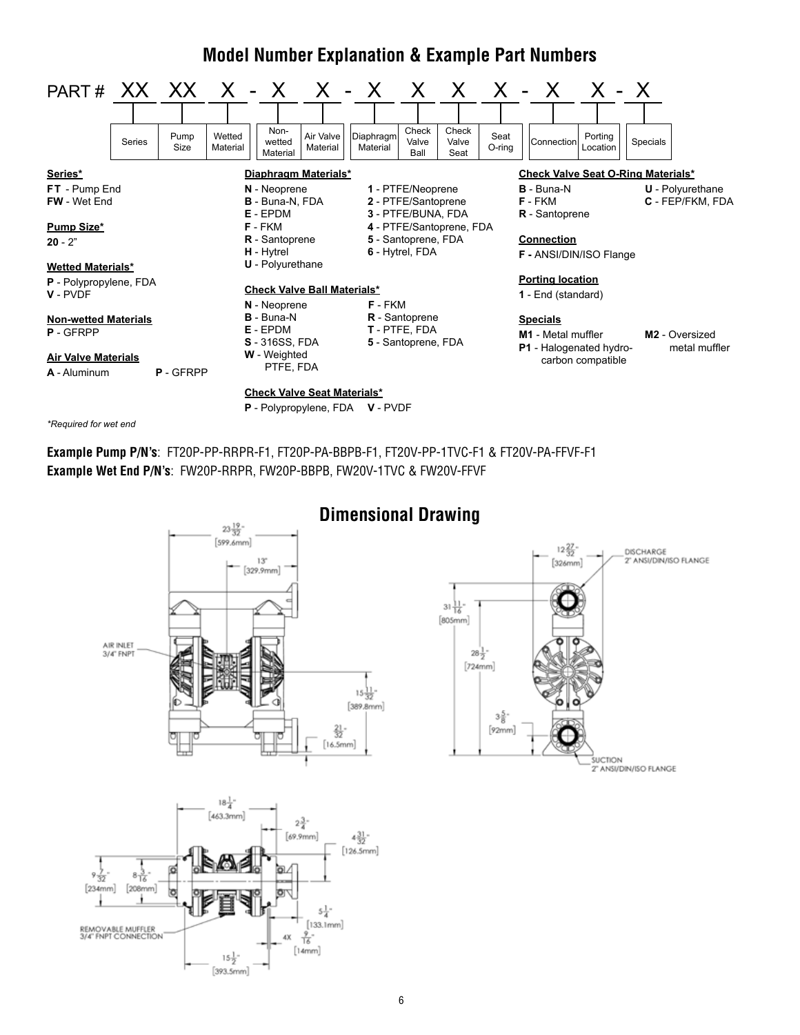## Model Number Explanation & Example Part Numbers

PART # XX XX X - X X - X X X X - X X - X

| Series | Pump Size | Wetted Material | Non-wetted Material | Air Valve Material | Diaphragm Material | Check Valve Ball | Check Valve Seat | Seat O-ring | Connection | Porting Location | Specials |
|---|---|---|---|---|---|---|---|---|---|---|---|

**Series***
**FT** - Pump End
**FW** - Wet End

**Pump Size***
**20** - 2"

**Wetted Materials***
**P** - Polypropylene, FDA
**V** - PVDF

**Non-wetted Materials**
**P** - GFRPP

**Air Valve Materials**
**A** - Aluminum
**P** - GFRPP

**Diaphragm Materials***
**N** - Neoprene
**B** - Buna-N, FDA
**E** - EPDM
**F** - FKM
**R** - Santoprene
**H** - Hytrel
**U** - Polyurethane
**1** - PTFE/Neoprene
**2** - PTFE/Santoprene
**3** - PTFE/BUNA, FDA
**4** - PTFE/Santoprene, FDA
**5** - Santoprene, FDA
**6** - Hytrel, FDA

**Check Valve Ball Materials***
**N** - Neoprene
**B** - Buna-N
**E** - EPDM
**S** - 316SS, FDA
**W** - Weighted PTFE, FDA
**F** - FKM
**R** - Santoprene
**T** - PTFE, FDA
**5** - Santoprene, FDA

**Check Valve Seat Materials***
**P** - Polypropylene, FDA
**V** - PVDF

**Check Valve Seat O-Ring Materials***
**B** - Buna-N
**F** - FKM
**R** - Santoprene
**U** - Polyurethane
**C** - FEP/FKM, FDA

**Connection**
**F -** ANSI/DIN/ISO Flange

**Porting location**
**1** - End (standard)

**Specials**
**M1** - Metal muffler
**P1** - Halogenated hydro-carbon compatible
**M2** - Oversized metal muffler

*Required for wet end

**Example Pump P/N's**: FT20P-PP-RRPR-F1, FT20P-PA-BBPB-F1, FT20V-PP-1TVC-F1 & FT20V-PA-FFVF-F1
**Example Wet End P/N's**: FW20P-RRPR, FW20P-BBPB, FW20V-1TVC & FW20V-FFVF

## Dimensional Drawing

AIR INLET 3/4" FNPT

23 19/32" [599.6mm]; 13" [329.9mm]; 15 11/32" [389.8mm]; 21/32" [16.5mm]

DISCHARGE 2" ANSI/DIN/ISO FLANGE
SUCTION 2" ANSI/DIN/ISO FLANGE

12 27/32" [326mm]; 31 11/16" [805mm]; 28 1/2" [724mm]; 3 5/8" [92mm]

REMOVABLE MUFFLER 3/4" FNPT CONNECTION

18 1/4" [463.3mm]; 2 3/4" [69.9mm]; 4 31/32" [126.5mm]; 9 7/32" [234mm]; 8 3/16" [208mm]; 5 1/4" [133.1mm]; 4X 9/16" [14mm]; 15 1/2" [393.5mm]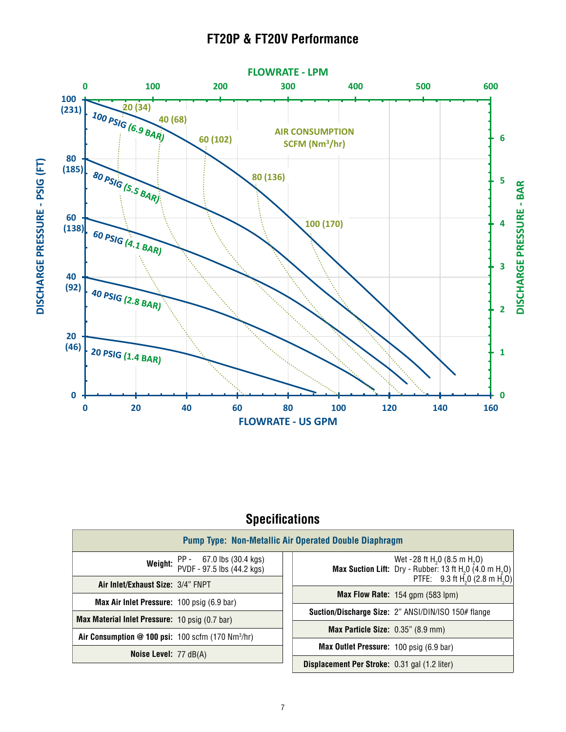# FT20P & FT20V Performance

FLOWRATE - LPM

AIR CONSUMPTION SCFM ($Nm^3/hr$)

DISCHARGE PRESSURE - PSIG (FT)

DISCHARGE PRESSURE - BAR

FLOWRATE - US GPM

## Specifications

| Pump Type: Non-Metallic Air Operated Double Diaphragm | | | |
|---|---|---|---|
| **Weight:** | PP - 67.0 lbs (30.4 kgs)<br>PVDF - 97.5 lbs (44.2 kgs) | **Max Suction Lift:** | Wet - 28 ft $H_2O$ (8.5 m $H_2O$)<br>Dry - Rubber: 13 ft $H_2O$ (4.0 m $H_2O$)<br>PTFE: 9.3 ft $H_2O$ (2.8 m $H_2O$) |
| **Air Inlet/Exhaust Size:** | 3/4" FNPT | **Max Flow Rate:** | 154 gpm (583 lpm) |
| **Max Air Inlet Pressure:** | 100 psig (6.9 bar) | **Suction/Discharge Size:** | 2" ANSI/DIN/ISO 150# flange |
| **Max Material Inlet Pressure:** | 10 psig (0.7 bar) | **Max Particle Size:** | 0.35" (8.9 mm) |
| **Air Consumption @ 100 psi:** | 100 scfm (170 $Nm^3/hr$) | **Max Outlet Pressure:** | 100 psig (6.9 bar) |
| **Noise Level:** | 77 dB(A) | **Displacement Per Stroke:** | 0.31 gal (1.2 liter) |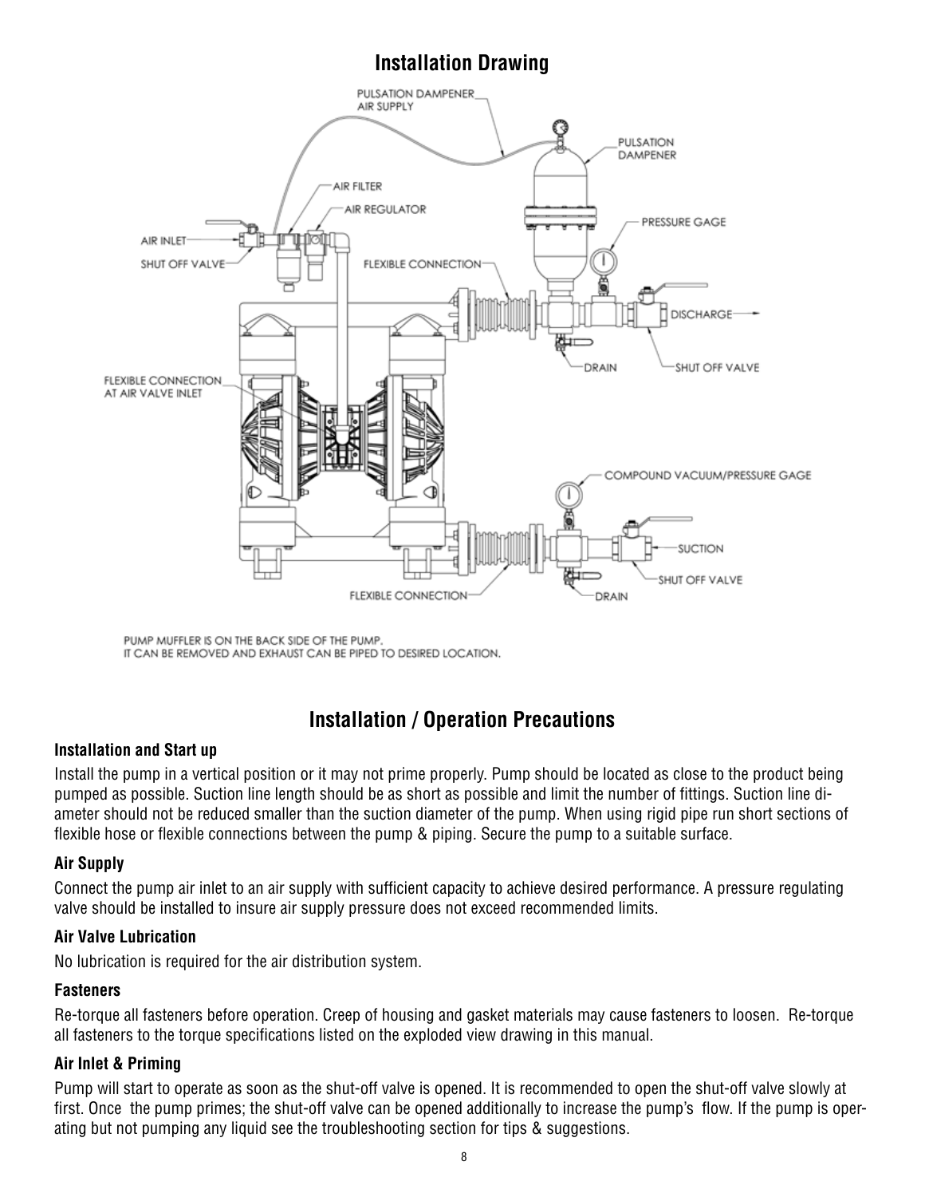## Installation Drawing

PUMP MUFFLER IS ON THE BACK SIDE OF THE PUMP.
IT CAN BE REMOVED AND EXHAUST CAN BE PIPED TO DESIRED LOCATION.

## Installation / Operation Precautions

### Installation and Start up

Install the pump in a vertical position or it may not prime properly. Pump should be located as close to the product being pumped as possible. Suction line length should be as short as possible and limit the number of fittings. Suction line diameter should not be reduced smaller than the suction diameter of the pump. When using rigid pipe run short sections of flexible hose or flexible connections between the pump & piping. Secure the pump to a suitable surface.

### Air Supply

Connect the pump air inlet to an air supply with sufficient capacity to achieve desired performance. A pressure regulating valve should be installed to insure air supply pressure does not exceed recommended limits.

### Air Valve Lubrication

No lubrication is required for the air distribution system.

### Fasteners

Re-torque all fasteners before operation. Creep of housing and gasket materials may cause fasteners to loosen. Re-torque all fasteners to the torque specifications listed on the exploded view drawing in this manual.

### Air Inlet & Priming

Pump will start to operate as soon as the shut-off valve is opened. It is recommended to open the shut-off valve slowly at first. Once the pump primes; the shut-off valve can be opened additionally to increase the pump's flow. If the pump is operating but not pumping any liquid see the troubleshooting section for tips & suggestions.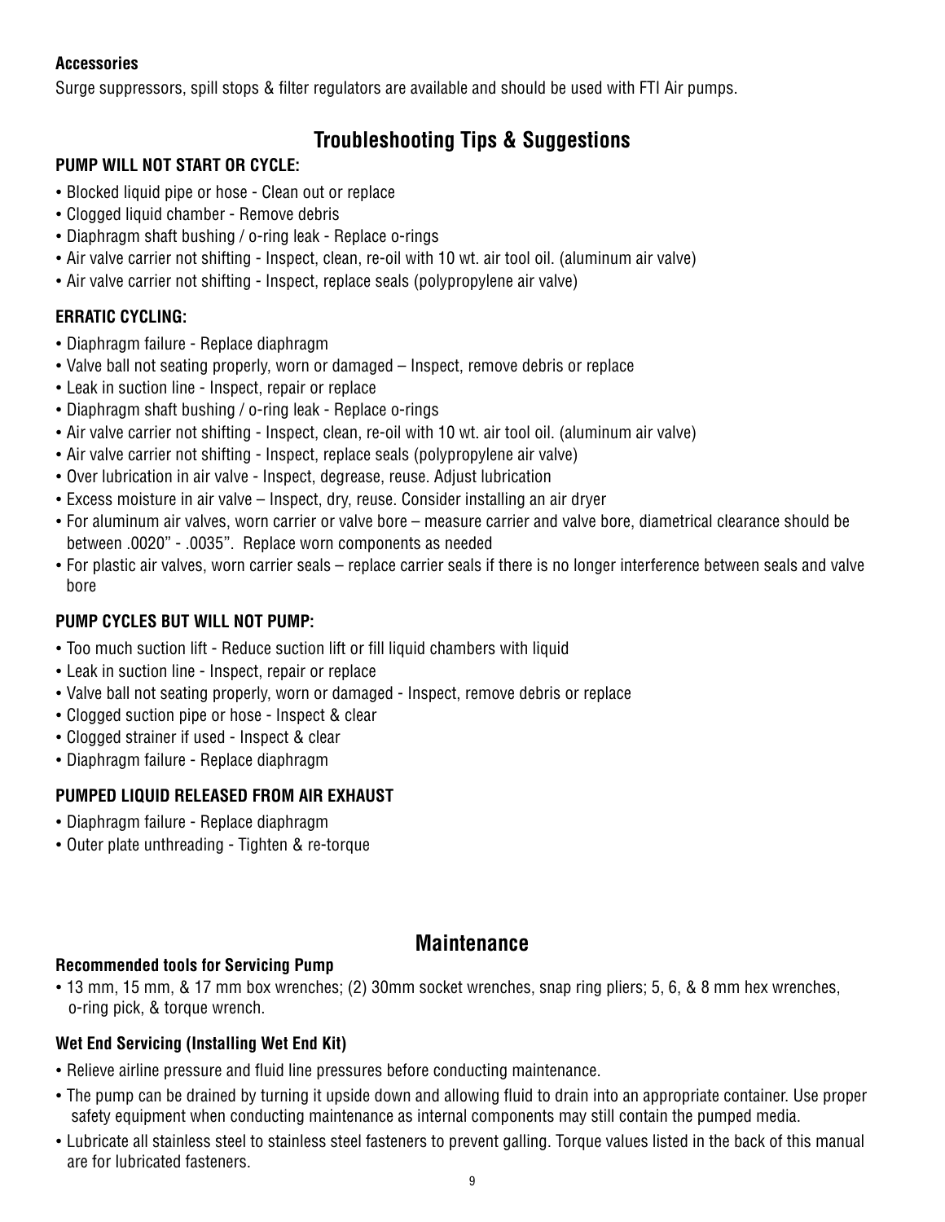**Accessories**

Surge suppressors, spill stops & filter regulators are available and should be used with FTI Air pumps.

## Troubleshooting Tips & Suggestions

**PUMP WILL NOT START OR CYCLE:**

- Blocked liquid pipe or hose - Clean out or replace
- Clogged liquid chamber - Remove debris
- Diaphragm shaft bushing / o-ring leak - Replace o-rings
- Air valve carrier not shifting - Inspect, clean, re-oil with 10 wt. air tool oil. (aluminum air valve)
- Air valve carrier not shifting - Inspect, replace seals (polypropylene air valve)

**ERRATIC CYCLING:**

- Diaphragm failure - Replace diaphragm
- Valve ball not seating properly, worn or damaged – Inspect, remove debris or replace
- Leak in suction line - Inspect, repair or replace
- Diaphragm shaft bushing / o-ring leak - Replace o-rings
- Air valve carrier not shifting - Inspect, clean, re-oil with 10 wt. air tool oil. (aluminum air valve)
- Air valve carrier not shifting - Inspect, replace seals (polypropylene air valve)
- Over lubrication in air valve - Inspect, degrease, reuse. Adjust lubrication
- Excess moisture in air valve – Inspect, dry, reuse. Consider installing an air dryer
- For aluminum air valves, worn carrier or valve bore – measure carrier and valve bore, diametrical clearance should be between .0020" - .0035". Replace worn components as needed
- For plastic air valves, worn carrier seals – replace carrier seals if there is no longer interference between seals and valve bore

**PUMP CYCLES BUT WILL NOT PUMP:**

- Too much suction lift - Reduce suction lift or fill liquid chambers with liquid
- Leak in suction line - Inspect, repair or replace
- Valve ball not seating properly, worn or damaged - Inspect, remove debris or replace
- Clogged suction pipe or hose - Inspect & clear
- Clogged strainer if used - Inspect & clear
- Diaphragm failure - Replace diaphragm

**PUMPED LIQUID RELEASED FROM AIR EXHAUST**

- Diaphragm failure - Replace diaphragm
- Outer plate unthreading - Tighten & re-torque

## Maintenance

**Recommended tools for Servicing Pump**

- 13 mm, 15 mm, & 17 mm box wrenches; (2) 30mm socket wrenches, snap ring pliers; 5, 6, & 8 mm hex wrenches, o-ring pick, & torque wrench.

**Wet End Servicing (Installing Wet End Kit)**

- Relieve airline pressure and fluid line pressures before conducting maintenance.
- The pump can be drained by turning it upside down and allowing fluid to drain into an appropriate container. Use proper safety equipment when conducting maintenance as internal components may still contain the pumped media.
- Lubricate all stainless steel to stainless steel fasteners to prevent galling. Torque values listed in the back of this manual are for lubricated fasteners.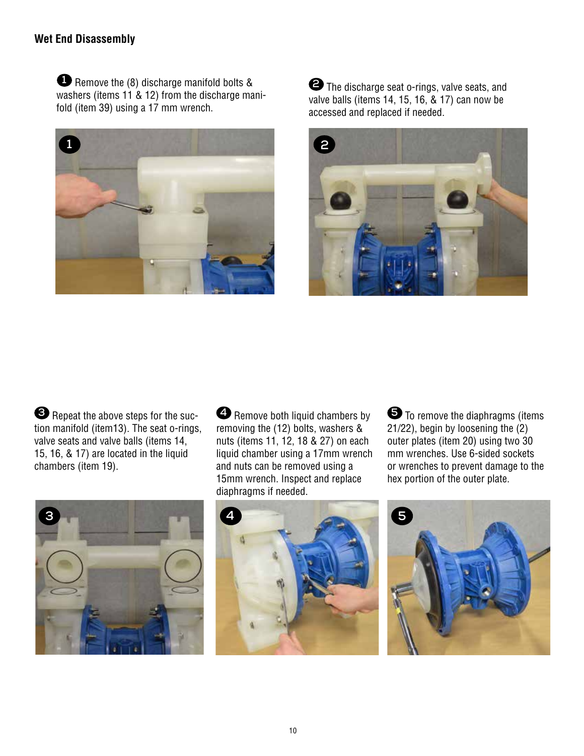## Wet End Disassembly

1. Remove the (8) discharge manifold bolts & washers (items 11 & 12) from the discharge manifold (item 39) using a 17 mm wrench.

2. The discharge seat o-rings, valve seats, and valve balls (items 14, 15, 16, & 17) can now be accessed and replaced if needed.

3. Repeat the above steps for the suction manifold (item13). The seat o-rings, valve seats and valve balls (items 14, 15, 16, & 17) are located in the liquid chambers (item 19).

4. Remove both liquid chambers by removing the (12) bolts, washers & nuts (items 11, 12, 18 & 27) on each liquid chamber using a 17mm wrench and nuts can be removed using a 15mm wrench. Inspect and replace diaphragms if needed.

5. To remove the diaphragms (items 21/22), begin by loosening the (2) outer plates (item 20) using two 30 mm wrenches. Use 6-sided sockets or wrenches to prevent damage to the hex portion of the outer plate.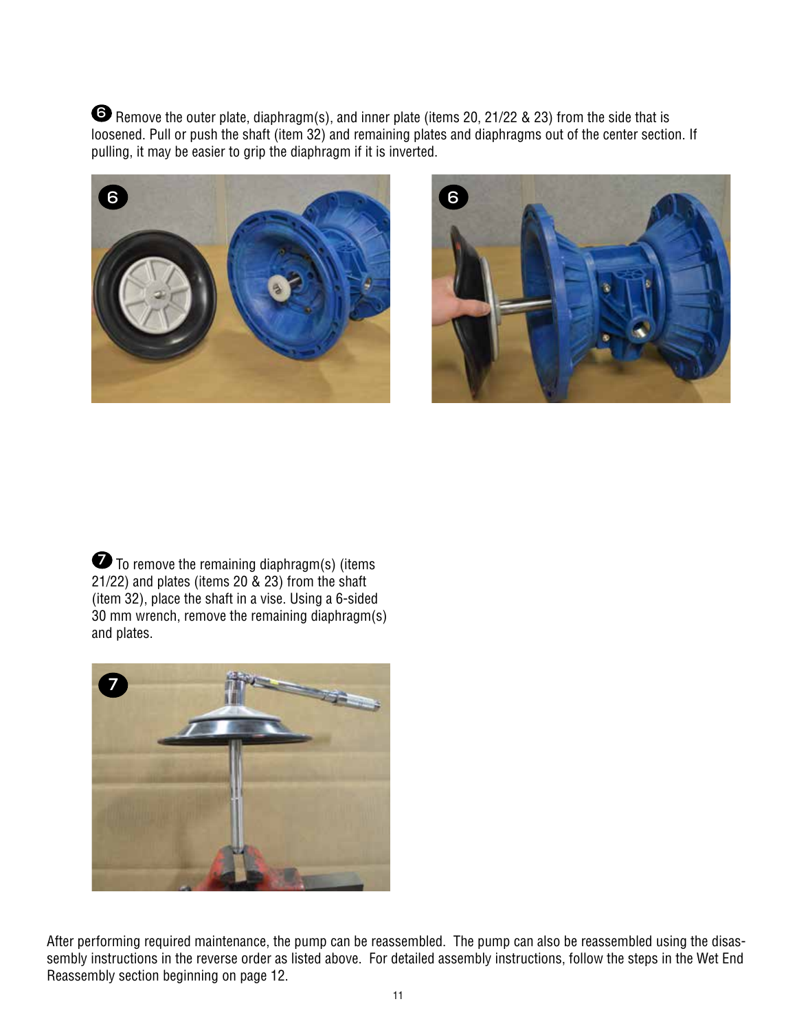6 Remove the outer plate, diaphragm(s), and inner plate (items 20, 21/22 & 23) from the side that is loosened. Pull or push the shaft (item 32) and remaining plates and diaphragms out of the center section. If pulling, it may be easier to grip the diaphragm if it is inverted.

7 To remove the remaining diaphragm(s) (items 21/22) and plates (items 20 & 23) from the shaft (item 32), place the shaft in a vise. Using a 6-sided 30 mm wrench, remove the remaining diaphragm(s) and plates.

After performing required maintenance, the pump can be reassembled. The pump can also be reassembled using the disassembly instructions in the reverse order as listed above. For detailed assembly instructions, follow the steps in the Wet End Reassembly section beginning on page 12.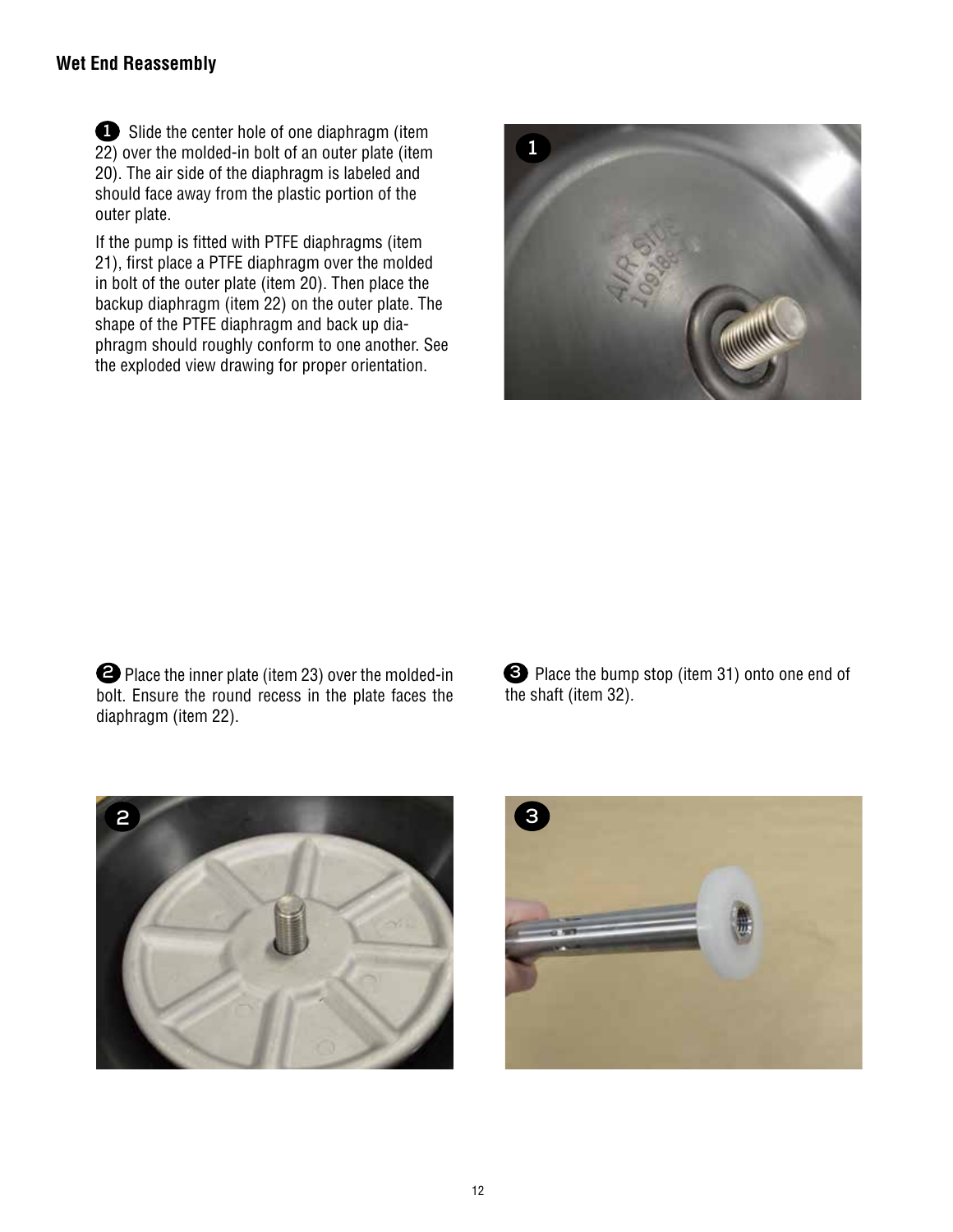## Wet End Reassembly

1. Slide the center hole of one diaphragm (item 22) over the molded-in bolt of an outer plate (item 20). The air side of the diaphragm is labeled and should face away from the plastic portion of the outer plate.

   If the pump is fitted with PTFE diaphragms (item 21), first place a PTFE diaphragm over the molded in bolt of the outer plate (item 20). Then place the backup diaphragm (item 22) on the outer plate. The shape of the PTFE diaphragm and back up diaphragm should roughly conform to one another. See the exploded view drawing for proper orientation.

2. Place the inner plate (item 23) over the molded-in bolt. Ensure the round recess in the plate faces the diaphragm (item 22).

3. Place the bump stop (item 31) onto one end of the shaft (item 32).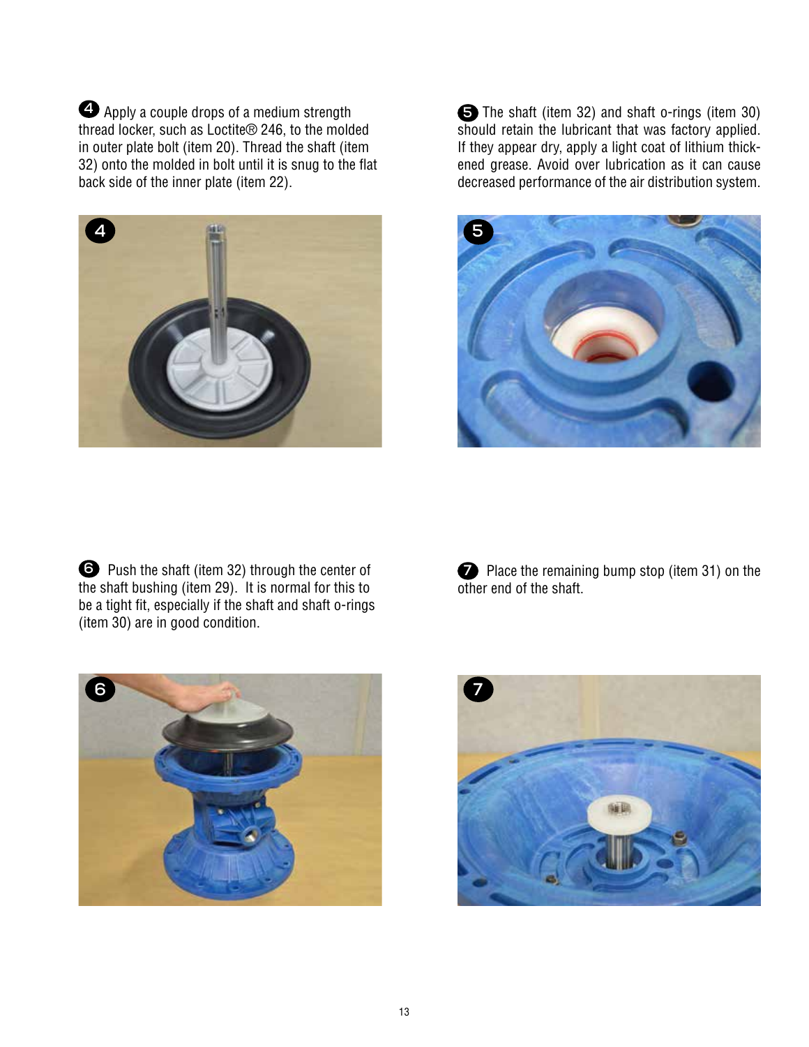4 Apply a couple drops of a medium strength thread locker, such as Loctite® 246, to the molded in outer plate bolt (item 20). Thread the shaft (item 32) onto the molded in bolt until it is snug to the flat back side of the inner plate (item 22).

5 The shaft (item 32) and shaft o-rings (item 30) should retain the lubricant that was factory applied. If they appear dry, apply a light coat of lithium thickened grease. Avoid over lubrication as it can cause decreased performance of the air distribution system.

6 Push the shaft (item 32) through the center of the shaft bushing (item 29). It is normal for this to be a tight fit, especially if the shaft and shaft o-rings (item 30) are in good condition.

7 Place the remaining bump stop (item 31) on the other end of the shaft.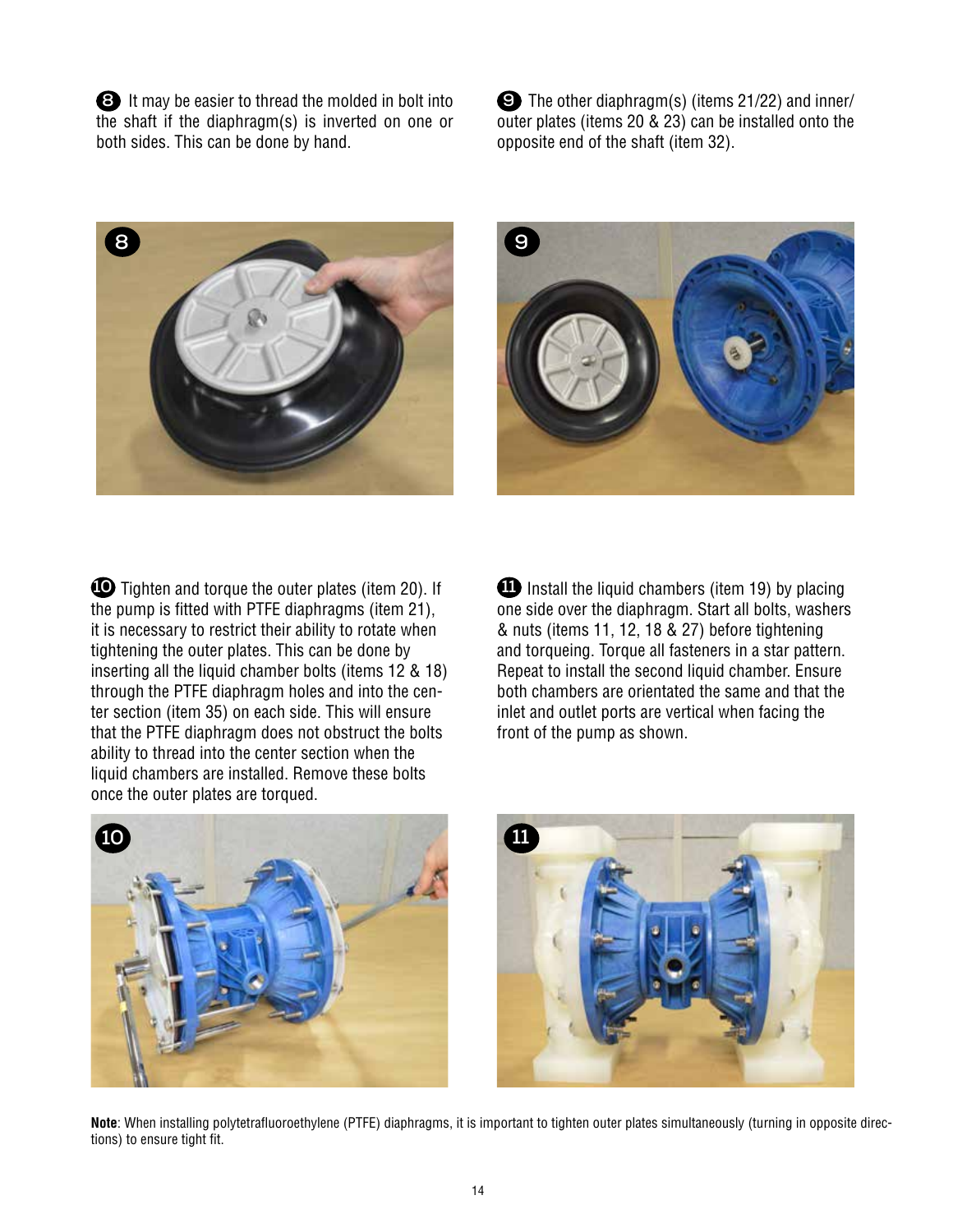**8** It may be easier to thread the molded in bolt into the shaft if the diaphragm(s) is inverted on one or both sides. This can be done by hand.

**9** The other diaphragm(s) (items 21/22) and inner/outer plates (items 20 & 23) can be installed onto the opposite end of the shaft (item 32).

**10** Tighten and torque the outer plates (item 20). If the pump is fitted with PTFE diaphragms (item 21), it is necessary to restrict their ability to rotate when tightening the outer plates. This can be done by inserting all the liquid chamber bolts (items 12 & 18) through the PTFE diaphragm holes and into the center section (item 35) on each side. This will ensure that the PTFE diaphragm does not obstruct the bolts ability to thread into the center section when the liquid chambers are installed. Remove these bolts once the outer plates are torqued.

**11** Install the liquid chambers (item 19) by placing one side over the diaphragm. Start all bolts, washers & nuts (items 11, 12, 18 & 27) before tightening and torqueing. Torque all fasteners in a star pattern. Repeat to install the second liquid chamber. Ensure both chambers are orientated the same and that the inlet and outlet ports are vertical when facing the front of the pump as shown.

**Note**: When installing polytetrafluoroethylene (PTFE) diaphragms, it is important to tighten outer plates simultaneously (turning in opposite directions) to ensure tight fit.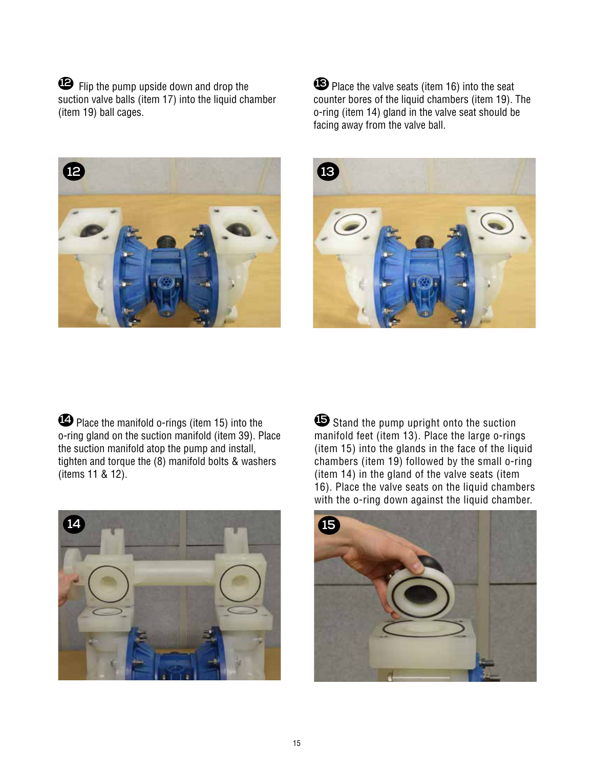12 Flip the pump upside down and drop the suction valve balls (item 17) into the liquid chamber (item 19) ball cages.

13 Place the valve seats (item 16) into the seat counter bores of the liquid chambers (item 19). The o-ring (item 14) gland in the valve seat should be facing away from the valve ball.

14 Place the manifold o-rings (item 15) into the o-ring gland on the suction manifold (item 39). Place the suction manifold atop the pump and install, tighten and torque the (8) manifold bolts & washers (items 11 & 12).

15 Stand the pump upright onto the suction manifold feet (item 13). Place the large o-rings (item 15) into the glands in the face of the liquid chambers (item 19) followed by the small o-ring (item 14) in the gland of the valve seats (item 16). Place the valve seats on the liquid chambers with the o-ring down against the liquid chamber.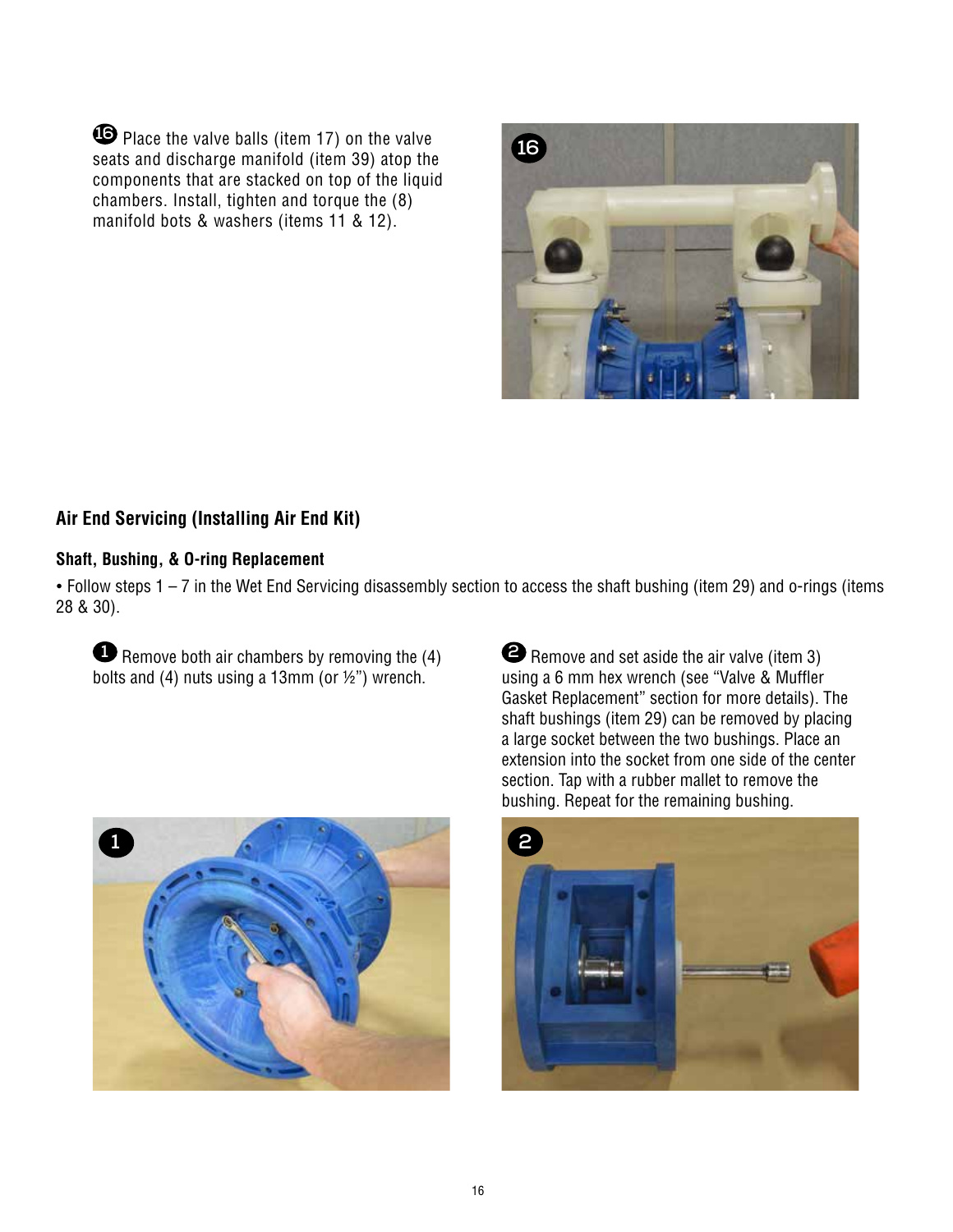16 Place the valve balls (item 17) on the valve seats and discharge manifold (item 39) atop the components that are stacked on top of the liquid chambers. Install, tighten and torque the (8) manifold bots & washers (items 11 & 12).

## Air End Servicing (Installing Air End Kit)

### Shaft, Bushing, & O-ring Replacement

- Follow steps 1 – 7 in the Wet End Servicing disassembly section to access the shaft bushing (item 29) and o-rings (items 28 & 30).

1 Remove both air chambers by removing the (4) bolts and (4) nuts using a 13mm (or ½") wrench.

2 Remove and set aside the air valve (item 3) using a 6 mm hex wrench (see "Valve & Muffler Gasket Replacement" section for more details). The shaft bushings (item 29) can be removed by placing a large socket between the two bushings. Place an extension into the socket from one side of the center section. Tap with a rubber mallet to remove the bushing. Repeat for the remaining bushing.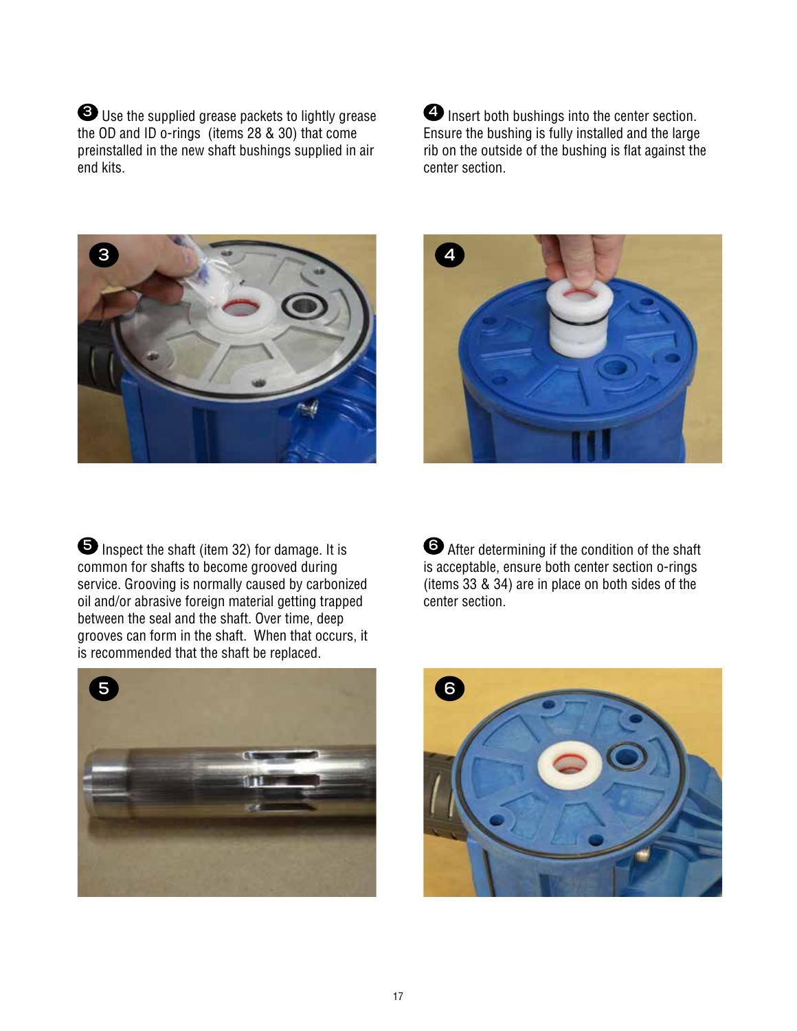❸ Use the supplied grease packets to lightly grease the OD and ID o-rings (items 28 & 30) that come preinstalled in the new shaft bushings supplied in air end kits.

❹ Insert both bushings into the center section. Ensure the bushing is fully installed and the large rib on the outside of the bushing is flat against the center section.

❺ Inspect the shaft (item 32) for damage. It is common for shafts to become grooved during service. Grooving is normally caused by carbonized oil and/or abrasive foreign material getting trapped between the seal and the shaft. Over time, deep grooves can form in the shaft. When that occurs, it is recommended that the shaft be replaced.

❻ After determining if the condition of the shaft is acceptable, ensure both center section o-rings (items 33 & 34) are in place on both sides of the center section.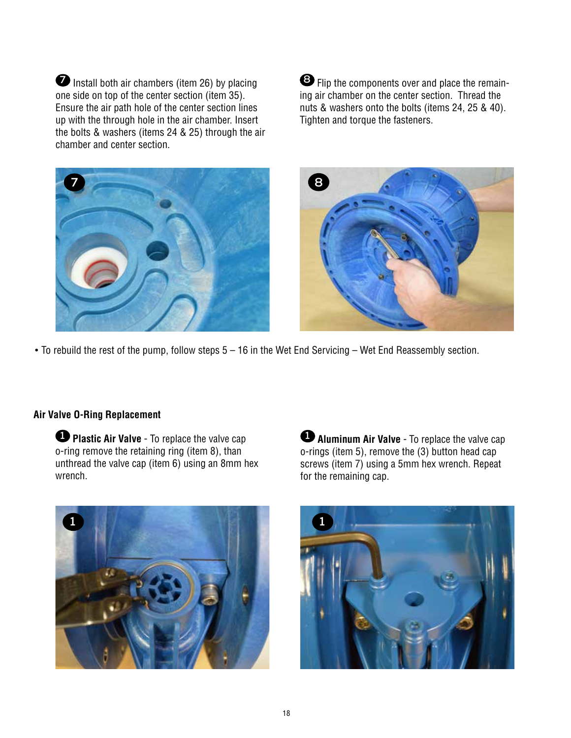7 Install both air chambers (item 26) by placing one side on top of the center section (item 35). Ensure the air path hole of the center section lines up with the through hole in the air chamber. Insert the bolts & washers (items 24 & 25) through the air chamber and center section.

8 Flip the components over and place the remaining air chamber on the center section. Thread the nuts & washers onto the bolts (items 24, 25 & 40). Tighten and torque the fasteners.

- To rebuild the rest of the pump, follow steps 5 – 16 in the Wet End Servicing – Wet End Reassembly section.

## Air Valve O-Ring Replacement

1 **Plastic Air Valve** - To replace the valve cap o-ring remove the retaining ring (item 8), than unthread the valve cap (item 6) using an 8mm hex wrench.

1 **Aluminum Air Valve** - To replace the valve cap o-rings (item 5), remove the (3) button head cap screws (item 7) using a 5mm hex wrench. Repeat for the remaining cap.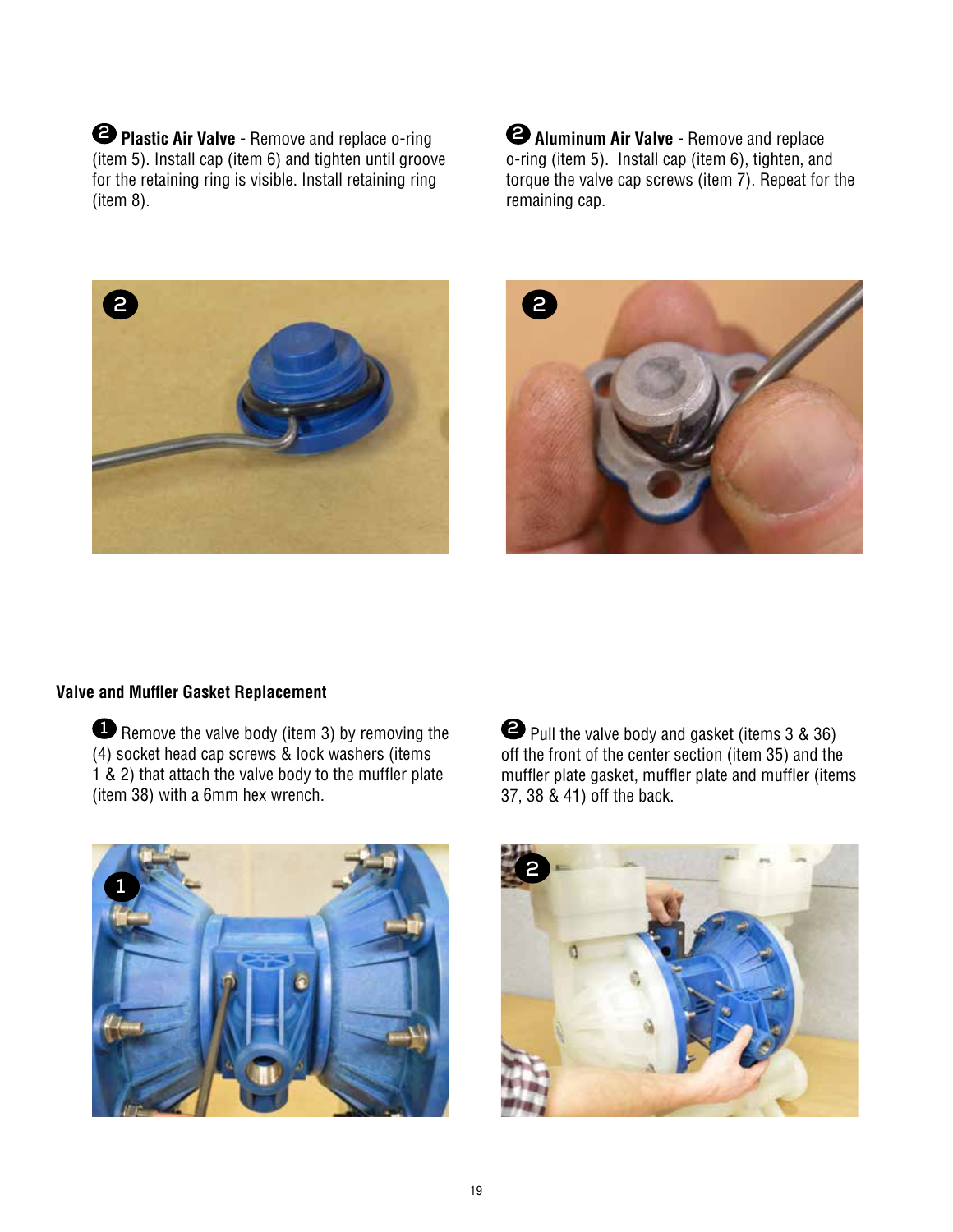**2** **Plastic Air Valve** - Remove and replace o-ring (item 5). Install cap (item 6) and tighten until groove for the retaining ring is visible. Install retaining ring (item 8).

**2** **Aluminum Air Valve** - Remove and replace o-ring (item 5). Install cap (item 6), tighten, and torque the valve cap screws (item 7). Repeat for the remaining cap.

### Valve and Muffler Gasket Replacement

**1** Remove the valve body (item 3) by removing the (4) socket head cap screws & lock washers (items 1 & 2) that attach the valve body to the muffler plate (item 38) with a 6mm hex wrench.

**2** Pull the valve body and gasket (items 3 & 36) off the front of the center section (item 35) and the muffler plate gasket, muffler plate and muffler (items 37, 38 & 41) off the back.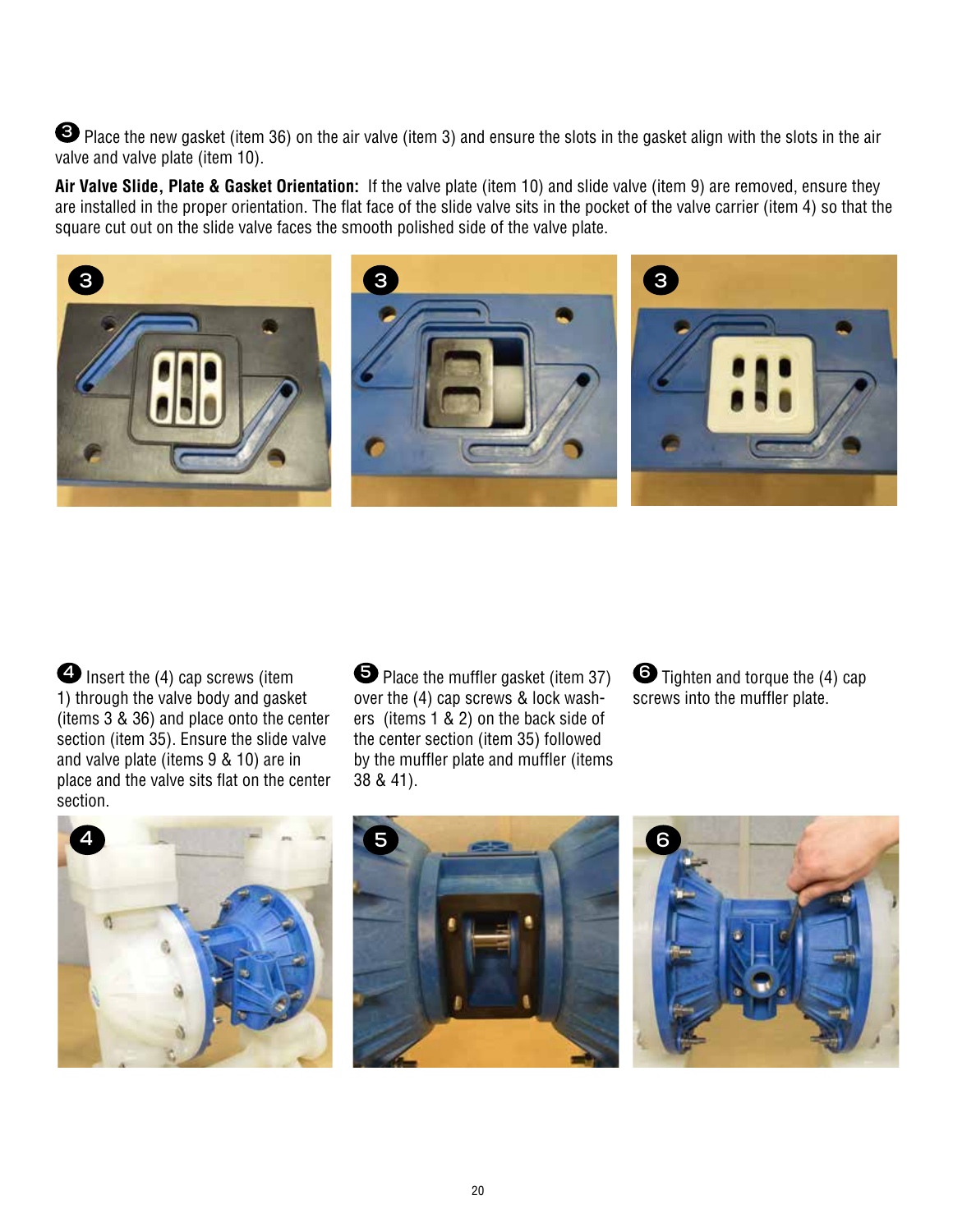❸ Place the new gasket (item 36) on the air valve (item 3) and ensure the slots in the gasket align with the slots in the air valve and valve plate (item 10).

**Air Valve Slide, Plate & Gasket Orientation:** If the valve plate (item 10) and slide valve (item 9) are removed, ensure they are installed in the proper orientation. The flat face of the slide valve sits in the pocket of the valve carrier (item 4) so that the square cut out on the slide valve faces the smooth polished side of the valve plate.

❹ Insert the (4) cap screws (item 1) through the valve body and gasket (items 3 & 36) and place onto the center section (item 35). Ensure the slide valve and valve plate (items 9 & 10) are in place and the valve sits flat on the center section.

❺ Place the muffler gasket (item 37) over the (4) cap screws & lock washers (items 1 & 2) on the back side of the center section (item 35) followed by the muffler plate and muffler (items 38 & 41).

❻ Tighten and torque the (4) cap screws into the muffler plate.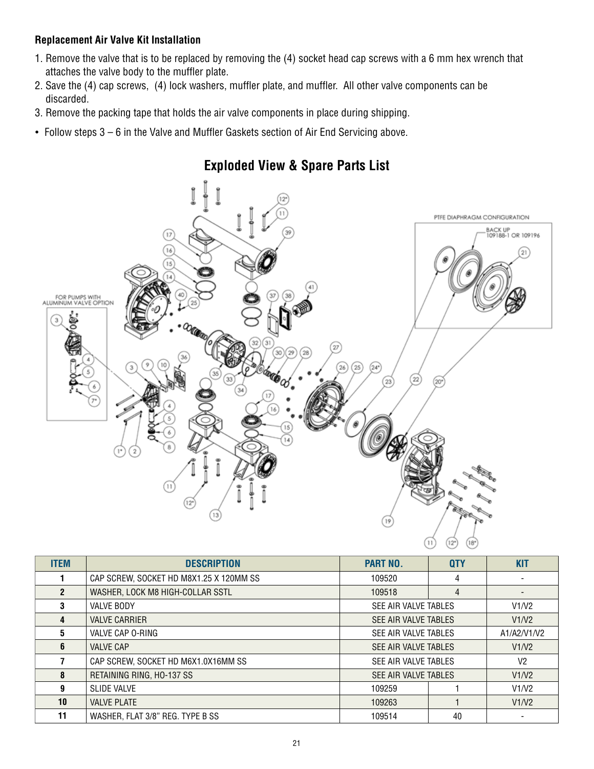### Replacement Air Valve Kit Installation

1. Remove the valve that is to be replaced by removing the (4) socket head cap screws with a 6 mm hex wrench that attaches the valve body to the muffler plate.
2. Save the (4) cap screws, (4) lock washers, muffler plate, and muffler. All other valve components can be discarded.
3. Remove the packing tape that holds the air valve components in place during shipping.

- Follow steps 3 – 6 in the Valve and Muffler Gaskets section of Air End Servicing above.

## Exploded View & Spare Parts List

| ITEM | DESCRIPTION | PART NO. | QTY | KIT |
|---|---|---|---|---|
| 1 | CAP SCREW, SOCKET HD M8X1.25 X 120MM SS | 109520 | 4 | - |
| 2 | WASHER, LOCK M8 HIGH-COLLAR SSTL | 109518 | 4 | - |
| 3 | VALVE BODY | SEE AIR VALVE TABLES | | V1/V2 |
| 4 | VALVE CARRIER | SEE AIR VALVE TABLES | | V1/V2 |
| 5 | VALVE CAP O-RING | SEE AIR VALVE TABLES | | A1/A2/V1/V2 |
| 6 | VALVE CAP | SEE AIR VALVE TABLES | | V1/V2 |
| 7 | CAP SCREW, SOCKET HD M6X1.0X16MM SS | SEE AIR VALVE TABLES | | V2 |
| 8 | RETAINING RING, HO-137 SS | SEE AIR VALVE TABLES | | V1/V2 |
| 9 | SLIDE VALVE | 109259 | 1 | V1/V2 |
| 10 | VALVE PLATE | 109263 | 1 | V1/V2 |
| 11 | WASHER, FLAT 3/8" REG. TYPE B SS | 109514 | 40 | - |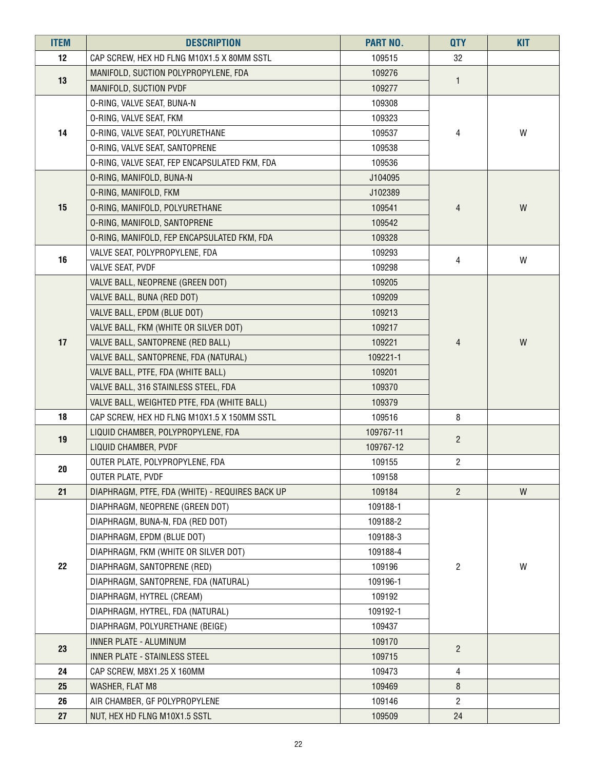| ITEM | DESCRIPTION | PART NO. | QTY | KIT |
|---|---|---|---|---|
| 12 | CAP SCREW, HEX HD FLNG M10X1.5 X 80MM SSTL | 109515 | 32 | |
| 13 | MANIFOLD, SUCTION POLYPROPYLENE, FDA | 109276 | 1 | |
| | MANIFOLD, SUCTION PVDF | 109277 | | |
| 14 | O-RING, VALVE SEAT, BUNA-N | 109308 | 4 | W |
| | O-RING, VALVE SEAT, FKM | 109323 | | |
| | O-RING, VALVE SEAT, POLYURETHANE | 109537 | | |
| | O-RING, VALVE SEAT, SANTOPRENE | 109538 | | |
| | O-RING, VALVE SEAT, FEP ENCAPSULATED FKM, FDA | 109536 | | |
| 15 | O-RING, MANIFOLD, BUNA-N | J104095 | 4 | W |
| | O-RING, MANIFOLD, FKM | J102389 | | |
| | O-RING, MANIFOLD, POLYURETHANE | 109541 | | |
| | O-RING, MANIFOLD, SANTOPRENE | 109542 | | |
| | O-RING, MANIFOLD, FEP ENCAPSULATED FKM, FDA | 109328 | | |
| 16 | VALVE SEAT, POLYPROPYLENE, FDA | 109293 | 4 | W |
| | VALVE SEAT, PVDF | 109298 | | |
| 17 | VALVE BALL, NEOPRENE (GREEN DOT) | 109205 | 4 | W |
| | VALVE BALL, BUNA (RED DOT) | 109209 | | |
| | VALVE BALL, EPDM (BLUE DOT) | 109213 | | |
| | VALVE BALL, FKM (WHITE OR SILVER DOT) | 109217 | | |
| | VALVE BALL, SANTOPRENE (RED BALL) | 109221 | | |
| | VALVE BALL, SANTOPRENE, FDA (NATURAL) | 109221-1 | | |
| | VALVE BALL, PTFE, FDA (WHITE BALL) | 109201 | | |
| | VALVE BALL, 316 STAINLESS STEEL, FDA | 109370 | | |
| | VALVE BALL, WEIGHTED PTFE, FDA (WHITE BALL) | 109379 | | |
| 18 | CAP SCREW, HEX HD FLNG M10X1.5 X 150MM SSTL | 109516 | 8 | |
| 19 | LIQUID CHAMBER, POLYPROPYLENE, FDA | 109767-11 | 2 | |
| | LIQUID CHAMBER, PVDF | 109767-12 | | |
| 20 | OUTER PLATE, POLYPROPYLENE, FDA | 109155 | 2 | |
| | OUTER PLATE, PVDF | 109158 | | |
| 21 | DIAPHRAGM, PTFE, FDA (WHITE) - REQUIRES BACK UP | 109184 | 2 | W |
| 22 | DIAPHRAGM, NEOPRENE (GREEN DOT) | 109188-1 | 2 | W |
| | DIAPHRAGM, BUNA-N, FDA (RED DOT) | 109188-2 | | |
| | DIAPHRAGM, EPDM (BLUE DOT) | 109188-3 | | |
| | DIAPHRAGM, FKM (WHITE OR SILVER DOT) | 109188-4 | | |
| | DIAPHRAGM, SANTOPRENE (RED) | 109196 | | |
| | DIAPHRAGM, SANTOPRENE, FDA (NATURAL) | 109196-1 | | |
| | DIAPHRAGM, HYTREL (CREAM) | 109192 | | |
| | DIAPHRAGM, HYTREL, FDA (NATURAL) | 109192-1 | | |
| | DIAPHRAGM, POLYURETHANE (BEIGE) | 109437 | | |
| 23 | INNER PLATE - ALUMINUM | 109170 | 2 | |
| | INNER PLATE - STAINLESS STEEL | 109715 | | |
| 24 | CAP SCREW, M8X1.25 X 160MM | 109473 | 4 | |
| 25 | WASHER, FLAT M8 | 109469 | 8 | |
| 26 | AIR CHAMBER, GF POLYPROPYLENE | 109146 | 2 | |
| 27 | NUT, HEX HD FLNG M10X1.5 SSTL | 109509 | 24 | |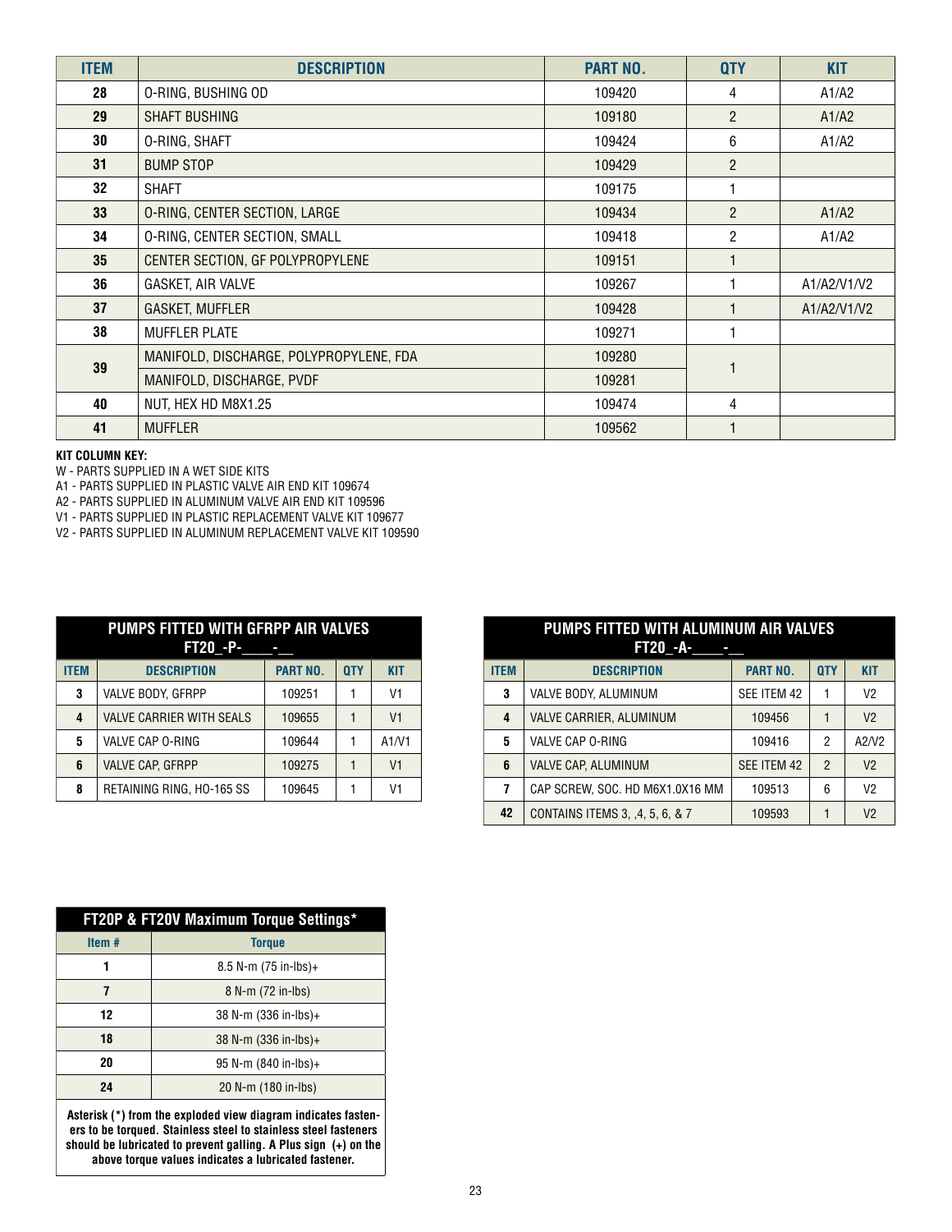| ITEM | DESCRIPTION | PART NO. | QTY | KIT |
|---|---|---|---|---|
| 28 | O-RING, BUSHING OD | 109420 | 4 | A1/A2 |
| 29 | SHAFT BUSHING | 109180 | 2 | A1/A2 |
| 30 | O-RING, SHAFT | 109424 | 6 | A1/A2 |
| 31 | BUMP STOP | 109429 | 2 | |
| 32 | SHAFT | 109175 | 1 | |
| 33 | O-RING, CENTER SECTION, LARGE | 109434 | 2 | A1/A2 |
| 34 | O-RING, CENTER SECTION, SMALL | 109418 | 2 | A1/A2 |
| 35 | CENTER SECTION, GF POLYPROPYLENE | 109151 | 1 | |
| 36 | GASKET, AIR VALVE | 109267 | 1 | A1/A2/V1/V2 |
| 37 | GASKET, MUFFLER | 109428 | 1 | A1/A2/V1/V2 |
| 38 | MUFFLER PLATE | 109271 | 1 | |
| 39 | MANIFOLD, DISCHARGE, POLYPROPYLENE, FDA | 109280 | 1 | |
| | MANIFOLD, DISCHARGE, PVDF | 109281 | | |
| 40 | NUT, HEX HD M8X1.25 | 109474 | 4 | |
| 41 | MUFFLER | 109562 | 1 | |

**KIT COLUMN KEY:**

W - PARTS SUPPLIED IN A WET SIDE KITS
A1 - PARTS SUPPLIED IN PLASTIC VALVE AIR END KIT 109674
A2 - PARTS SUPPLIED IN ALUMINUM VALVE AIR END KIT 109596
V1 - PARTS SUPPLIED IN PLASTIC REPLACEMENT VALVE KIT 109677
V2 - PARTS SUPPLIED IN ALUMINUM REPLACEMENT VALVE KIT 109590

| PUMPS FITTED WITH GFRPP AIR VALVES FT20_-P-____-__ | | | | |
|---|---|---|---|---|
| ITEM | DESCRIPTION | PART NO. | QTY | KIT |
| 3 | VALVE BODY, GFRPP | 109251 | 1 | V1 |
| 4 | VALVE CARRIER WITH SEALS | 109655 | 1 | V1 |
| 5 | VALVE CAP O-RING | 109644 | 1 | A1/V1 |
| 6 | VALVE CAP, GFRPP | 109275 | 1 | V1 |
| 8 | RETAINING RING, HO-165 SS | 109645 | 1 | V1 |

| PUMPS FITTED WITH ALUMINUM AIR VALVES FT20_-A-____-__ | | | | |
|---|---|---|---|---|
| ITEM | DESCRIPTION | PART NO. | QTY | KIT |
| 3 | VALVE BODY, ALUMINUM | SEE ITEM 42 | 1 | V2 |
| 4 | VALVE CARRIER, ALUMINUM | 109456 | 1 | V2 |
| 5 | VALVE CAP O-RING | 109416 | 2 | A2/V2 |
| 6 | VALVE CAP, ALUMINUM | SEE ITEM 42 | 2 | V2 |
| 7 | CAP SCREW, SOC. HD M6X1.0X16 MM | 109513 | 6 | V2 |
| 42 | CONTAINS ITEMS 3, ,4, 5, 6, & 7 | 109593 | 1 | V2 |

| FT20P & FT20V Maximum Torque Settings* | |
|---|---|
| Item # | Torque |
| 1 | 8.5 N-m (75 in-lbs)+ |
| 7 | 8 N-m (72 in-lbs) |
| 12 | 38 N-m (336 in-lbs)+ |
| 18 | 38 N-m (336 in-lbs)+ |
| 20 | 95 N-m (840 in-lbs)+ |
| 24 | 20 N-m (180 in-lbs) |

**Asterisk (*) from the exploded view diagram indicates fasteners to be torqued. Stainless steel to stainless steel fasteners should be lubricated to prevent galling. A Plus sign (+) on the above torque values indicates a lubricated fastener.**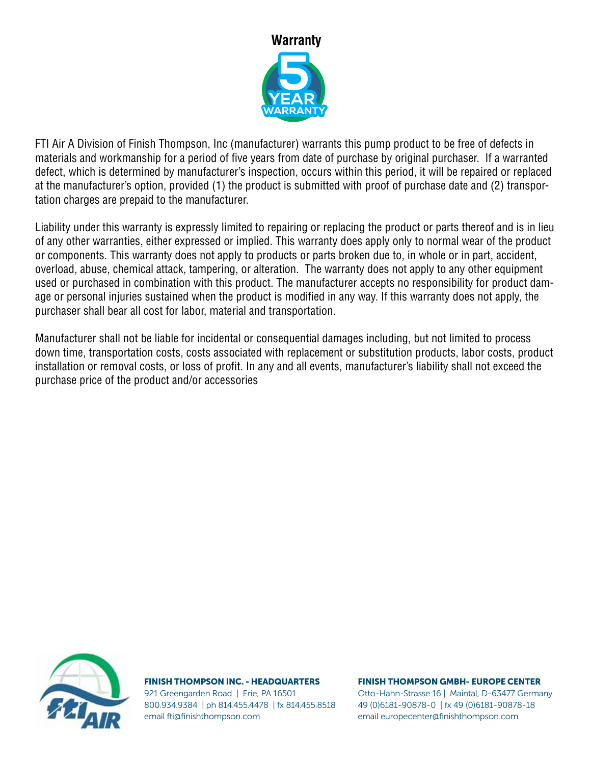# Warranty

5 YEAR WARRANTY

FTI Air A Division of Finish Thompson, Inc (manufacturer) warrants this pump product to be free of defects in materials and workmanship for a period of five years from date of purchase by original purchaser. If a warranted defect, which is determined by manufacturer's inspection, occurs within this period, it will be repaired or replaced at the manufacturer's option, provided (1) the product is submitted with proof of purchase date and (2) transportation charges are prepaid to the manufacturer.

Liability under this warranty is expressly limited to repairing or replacing the product or parts thereof and is in lieu of any other warranties, either expressed or implied. This warranty does apply only to normal wear of the product or components. This warranty does not apply to products or parts broken due to, in whole or in part, accident, overload, abuse, chemical attack, tampering, or alteration. The warranty does not apply to any other equipment used or purchased in combination with this product. The manufacturer accepts no responsibility for product damage or personal injuries sustained when the product is modified in any way. If this warranty does not apply, the purchaser shall bear all cost for labor, material and transportation.

Manufacturer shall not be liable for incidental or consequential damages including, but not limited to process down time, transportation costs, costs associated with replacement or substitution products, labor costs, product installation or removal costs, or loss of profit. In any and all events, manufacturer's liability shall not exceed the purchase price of the product and/or accessories

fti AIR

**FINISH THOMPSON INC. - HEADQUARTERS**
921 Greengarden Road | Erie, PA 16501
800.934.9384 | ph 814.455.4478 | fx 814.455.8518
email fti@finishthompson.com

**FINISH THOMPSON GMBH- EUROPE CENTER**
Otto-Hahn-Strasse 16 | Maintal, D-63477 Germany
49 (0)6181-90878-0 | fx 49 (0)6181-90878-18
email europecenter@finishthompson.com